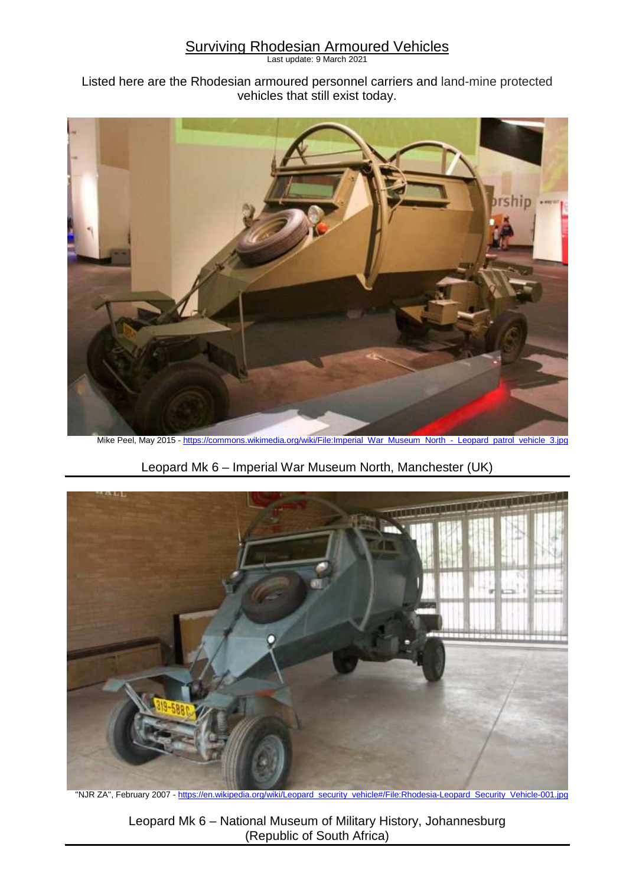# Surviving Rhodesian Armoured Vehicles

Last update: 9 March 2021

Listed here are the Rhodesian armoured personnel carriers and land-mine protected vehicles that still exist today.

Mike Peel, May 2015 - https://commons.wikimedia.org/wiki/File:Imperial_War_Museum_North_-_Leopard_patrol_vehicle_3.jpg

Leopard Mk 6 – Imperial War Museum North, Manchester (UK)

"NJR ZA", February 2007 - https://en.wikipedia.org/wiki/Leopard_security_vehicle#/File:Rhodesia-Leopard_Security_Vehicle-001.jpg

Leopard Mk 6 – National Museum of Military History, Johannesburg (Republic of South Africa)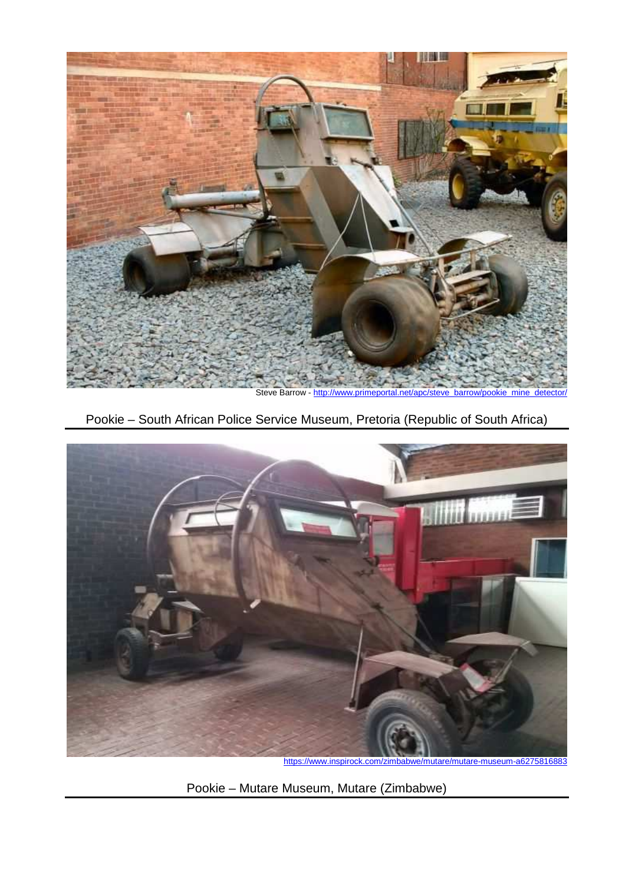Steve Barrow - http://www.primeportal.net/apc/steve_barrow/pookie_mine_detector/

Pookie – South African Police Service Museum, Pretoria (Republic of South Africa)

https://www.inspirock.com/zimbabwe/mutare/mutare-museum-a6275816883

Pookie – Mutare Museum, Mutare (Zimbabwe)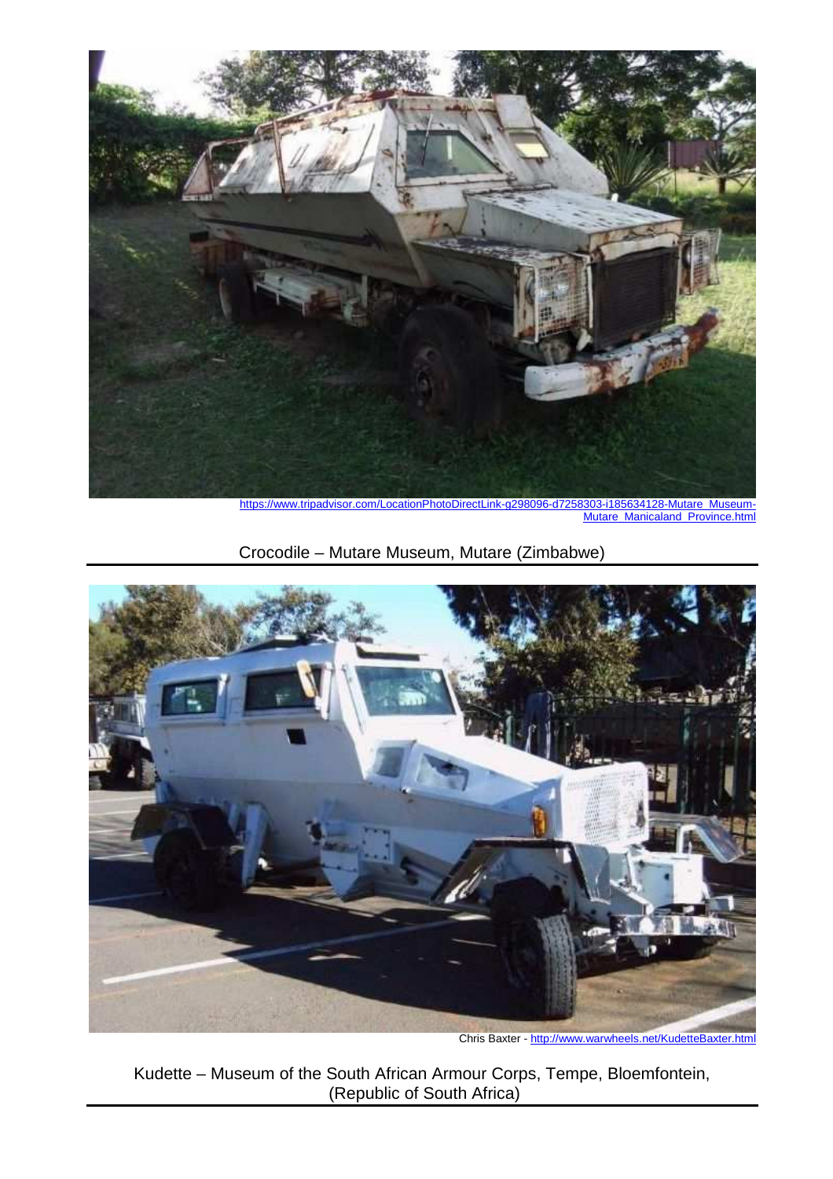https://www.tripadvisor.com/LocationPhotoDirectLink-g298096-d7258303-i185634128-Mutare_Museum-Mutare_Manicaland_Province.html

Crocodile – Mutare Museum, Mutare (Zimbabwe)

Chris Baxter - http://www.warwheels.net/KudetteBaxter.html

Kudette – Museum of the South African Armour Corps, Tempe, Bloemfontein, (Republic of South Africa)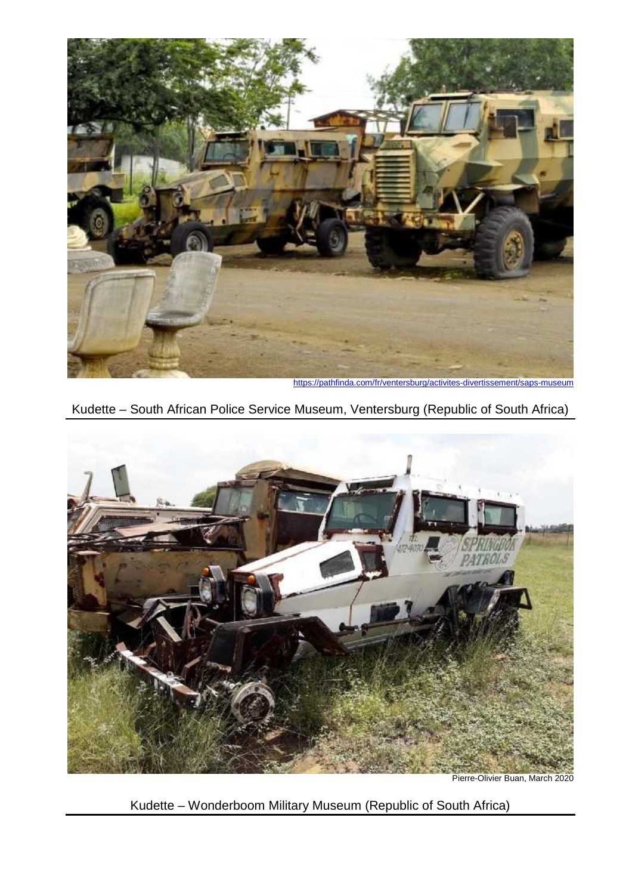https://pathfinda.com/fr/ventersburg/activites-divertissement/saps-museum

Kudette – South African Police Service Museum, Ventersburg (Republic of South Africa)

Pierre-Olivier Buan, March 2020

Kudette – Wonderboom Military Museum (Republic of South Africa)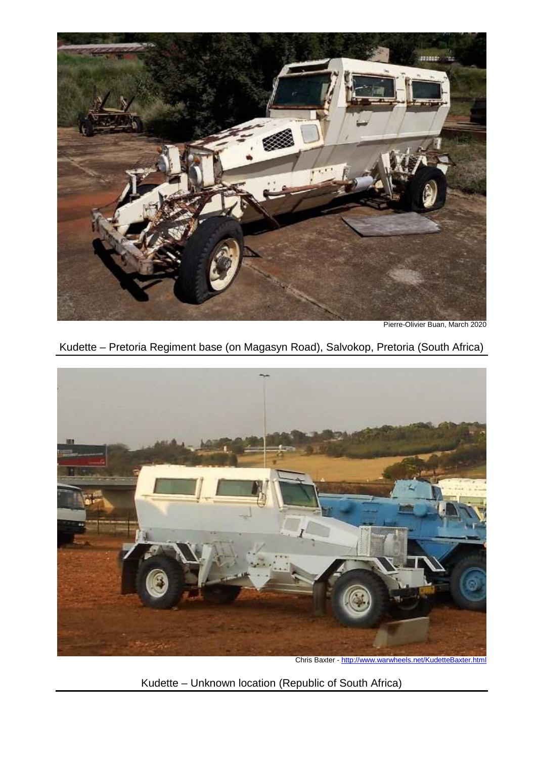Pierre-Olivier Buan, March 2020

Kudette – Pretoria Regiment base (on Magasyn Road), Salvokop, Pretoria (South Africa)

Chris Baxter - http://www.warwheels.net/KudetteBaxter.html

Kudette – Unknown location (Republic of South Africa)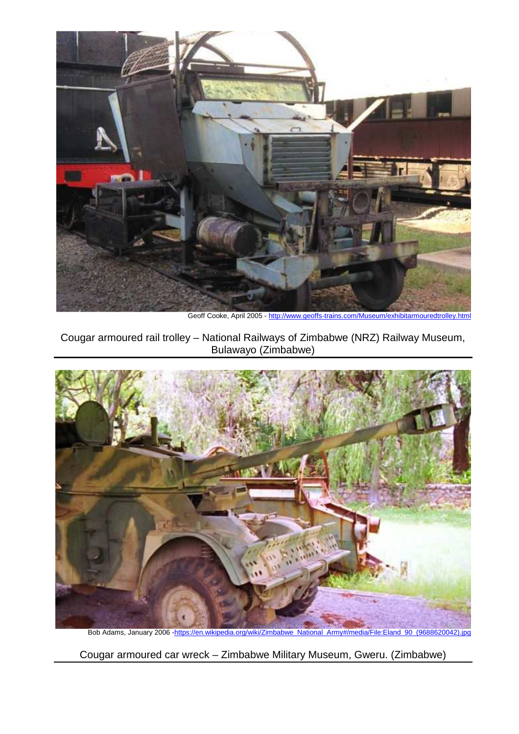Geoff Cooke, April 2005 - [http://www.geoffs-trains.com/Museum/exhibitarmouredtrolley.html](http://www.geoffs-trains.com/Museum/exhibitarmouredtrolley.html)

Cougar armoured rail trolley – National Railways of Zimbabwe (NRZ) Railway Museum, Bulawayo (Zimbabwe)

Bob Adams, January 2006 -[https://en.wikipedia.org/wiki/Zimbabwe_National_Army#/media/File:Eland_90_(9688620042).jpg](https://en.wikipedia.org/wiki/Zimbabwe_National_Army#/media/File:Eland_90_(9688620042).jpg)

Cougar armoured car wreck – Zimbabwe Military Museum, Gweru. (Zimbabwe)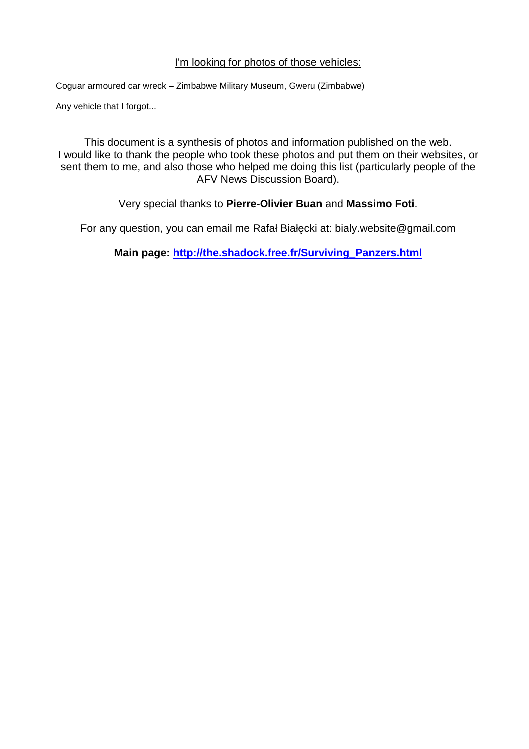I'm looking for photos of those vehicles:

Coguar armoured car wreck – Zimbabwe Military Museum, Gweru (Zimbabwe)

Any vehicle that I forgot...

This document is a synthesis of photos and information published on the web.
I would like to thank the people who took these photos and put them on their websites, or sent them to me, and also those who helped me doing this list (particularly people of the AFV News Discussion Board).

Very special thanks to **Pierre-Olivier Buan** and **Massimo Foti**.

For any question, you can email me Rafał Białęcki at: bialy.website@gmail.com

**Main page: [http://the.shadock.free.fr/Surviving_Panzers.html](http://the.shadock.free.fr/Surviving_Panzers.html)**